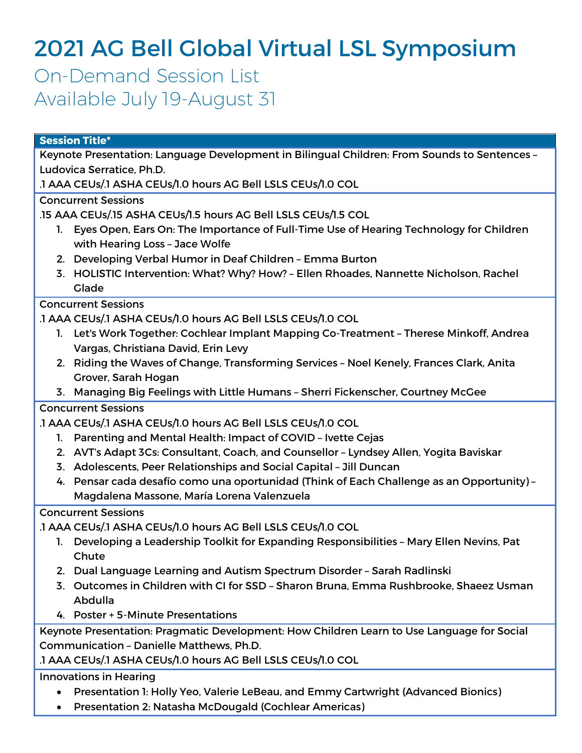# 2021 AG Bell Global Virtual LSL Symposium

## On-Demand Session List
## Available July 19-August 31

| **Session Title*** |
| --- |
| Keynote Presentation: Language Development in Bilingual Children: From Sounds to Sentences – Ludovica Serratice, Ph.D.<br>.1 AAA CEUs/.1 ASHA CEUs/1.0 hours AG Bell LSLS CEUs/1.0 COL |
| Concurrent Sessions<br>.15 AAA CEUs/.15 ASHA CEUs/1.5 hours AG Bell LSLS CEUs/1.5 COL<br>1. Eyes Open, Ears On: The Importance of Full-Time Use of Hearing Technology for Children with Hearing Loss – Jace Wolfe<br>2. Developing Verbal Humor in Deaf Children – Emma Burton<br>3. HOLISTIC Intervention: What? Why? How? – Ellen Rhoades, Nannette Nicholson, Rachel Glade |
| Concurrent Sessions<br>.1 AAA CEUs/.1 ASHA CEUs/1.0 hours AG Bell LSLS CEUs/1.0 COL<br>1. Let's Work Together: Cochlear Implant Mapping Co-Treatment – Therese Minkoff, Andrea Vargas, Christiana David, Erin Levy<br>2. Riding the Waves of Change, Transforming Services – Noel Kenely, Frances Clark, Anita Grover, Sarah Hogan<br>3. Managing Big Feelings with Little Humans – Sherri Fickenscher, Courtney McGee |
| Concurrent Sessions<br>.1 AAA CEUs/.1 ASHA CEUs/1.0 hours AG Bell LSLS CEUs/1.0 COL<br>1. Parenting and Mental Health: Impact of COVID – Ivette Cejas<br>2. AVT's Adapt 3Cs: Consultant, Coach, and Counsellor – Lyndsey Allen, Yogita Baviskar<br>3. Adolescents, Peer Relationships and Social Capital – Jill Duncan<br>4. Pensar cada desafío como una oportunidad (Think of Each Challenge as an Opportunity) – Magdalena Massone, María Lorena Valenzuela |
| Concurrent Sessions<br>.1 AAA CEUs/.1 ASHA CEUs/1.0 hours AG Bell LSLS CEUs/1.0 COL<br>1. Developing a Leadership Toolkit for Expanding Responsibilities – Mary Ellen Nevins, Pat Chute<br>2. Dual Language Learning and Autism Spectrum Disorder – Sarah Radlinski<br>3. Outcomes in Children with CI for SSD – Sharon Bruna, Emma Rushbrooke, Shaeez Usman Abdulla<br>4. Poster + 5-Minute Presentations |
| Keynote Presentation: Pragmatic Development: How Children Learn to Use Language for Social Communication – Danielle Matthews, Ph.D.<br>.1 AAA CEUs/.1 ASHA CEUs/1.0 hours AG Bell LSLS CEUs/1.0 COL |
| Innovations in Hearing<br>• Presentation 1: Holly Yeo, Valerie LeBeau, and Emmy Cartwright (Advanced Bionics)<br>• Presentation 2: Natasha McDougald (Cochlear Americas) |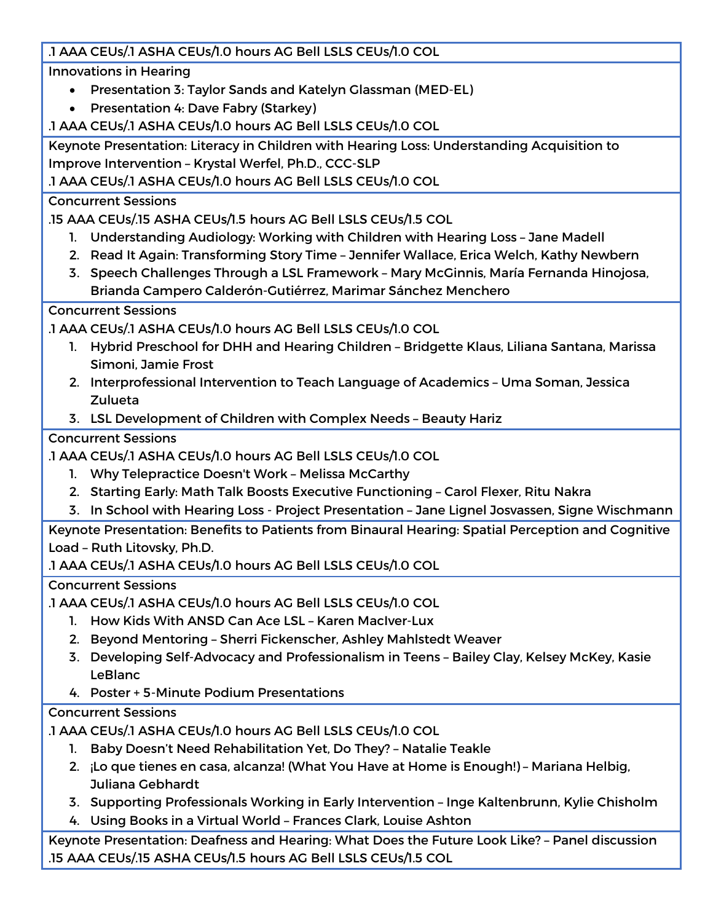.1 AAA CEUs/.1 ASHA CEUs/1.0 hours AG Bell LSLS CEUs/1.0 COL

Innovations in Hearing

- Presentation 3: Taylor Sands and Katelyn Glassman (MED-EL)
- Presentation 4: Dave Fabry (Starkey)

.1 AAA CEUs/.1 ASHA CEUs/1.0 hours AG Bell LSLS CEUs/1.0 COL

Keynote Presentation: Literacy in Children with Hearing Loss: Understanding Acquisition to Improve Intervention – Krystal Werfel, Ph.D., CCC-SLP

.1 AAA CEUs/.1 ASHA CEUs/1.0 hours AG Bell LSLS CEUs/1.0 COL

Concurrent Sessions

.15 AAA CEUs/.15 ASHA CEUs/1.5 hours AG Bell LSLS CEUs/1.5 COL

1. Understanding Audiology: Working with Children with Hearing Loss – Jane Madell
2. Read It Again: Transforming Story Time – Jennifer Wallace, Erica Welch, Kathy Newbern
3. Speech Challenges Through a LSL Framework – Mary McGinnis, María Fernanda Hinojosa, Brianda Campero Calderón-Gutiérrez, Marimar Sánchez Menchero

Concurrent Sessions

.1 AAA CEUs/.1 ASHA CEUs/1.0 hours AG Bell LSLS CEUs/1.0 COL

1. Hybrid Preschool for DHH and Hearing Children – Bridgette Klaus, Liliana Santana, Marissa Simoni, Jamie Frost
2. Interprofessional Intervention to Teach Language of Academics – Uma Soman, Jessica Zulueta
3. LSL Development of Children with Complex Needs – Beauty Hariz

Concurrent Sessions

.1 AAA CEUs/.1 ASHA CEUs/1.0 hours AG Bell LSLS CEUs/1.0 COL

1. Why Telepractice Doesn't Work – Melissa McCarthy
2. Starting Early: Math Talk Boosts Executive Functioning – Carol Flexer, Ritu Nakra
3. In School with Hearing Loss - Project Presentation – Jane Lignel Josvassen, Signe Wischmann

Keynote Presentation: Benefits to Patients from Binaural Hearing: Spatial Perception and Cognitive Load – Ruth Litovsky, Ph.D.

.1 AAA CEUs/.1 ASHA CEUs/1.0 hours AG Bell LSLS CEUs/1.0 COL

Concurrent Sessions

.1 AAA CEUs/.1 ASHA CEUs/1.0 hours AG Bell LSLS CEUs/1.0 COL

1. How Kids With ANSD Can Ace LSL – Karen MacIver-Lux
2. Beyond Mentoring – Sherri Fickenscher, Ashley Mahlstedt Weaver
3. Developing Self-Advocacy and Professionalism in Teens – Bailey Clay, Kelsey McKey, Kasie LeBlanc
4. Poster + 5-Minute Podium Presentations

Concurrent Sessions

.1 AAA CEUs/.1 ASHA CEUs/1.0 hours AG Bell LSLS CEUs/1.0 COL

1. Baby Doesn't Need Rehabilitation Yet, Do They? – Natalie Teakle
2. ¡Lo que tienes en casa, alcanza! (What You Have at Home is Enough!) – Mariana Helbig, Juliana Gebhardt
3. Supporting Professionals Working in Early Intervention – Inge Kaltenbrunn, Kylie Chisholm
4. Using Books in a Virtual World – Frances Clark, Louise Ashton

Keynote Presentation: Deafness and Hearing: What Does the Future Look Like? – Panel discussion

.15 AAA CEUs/.15 ASHA CEUs/1.5 hours AG Bell LSLS CEUs/1.5 COL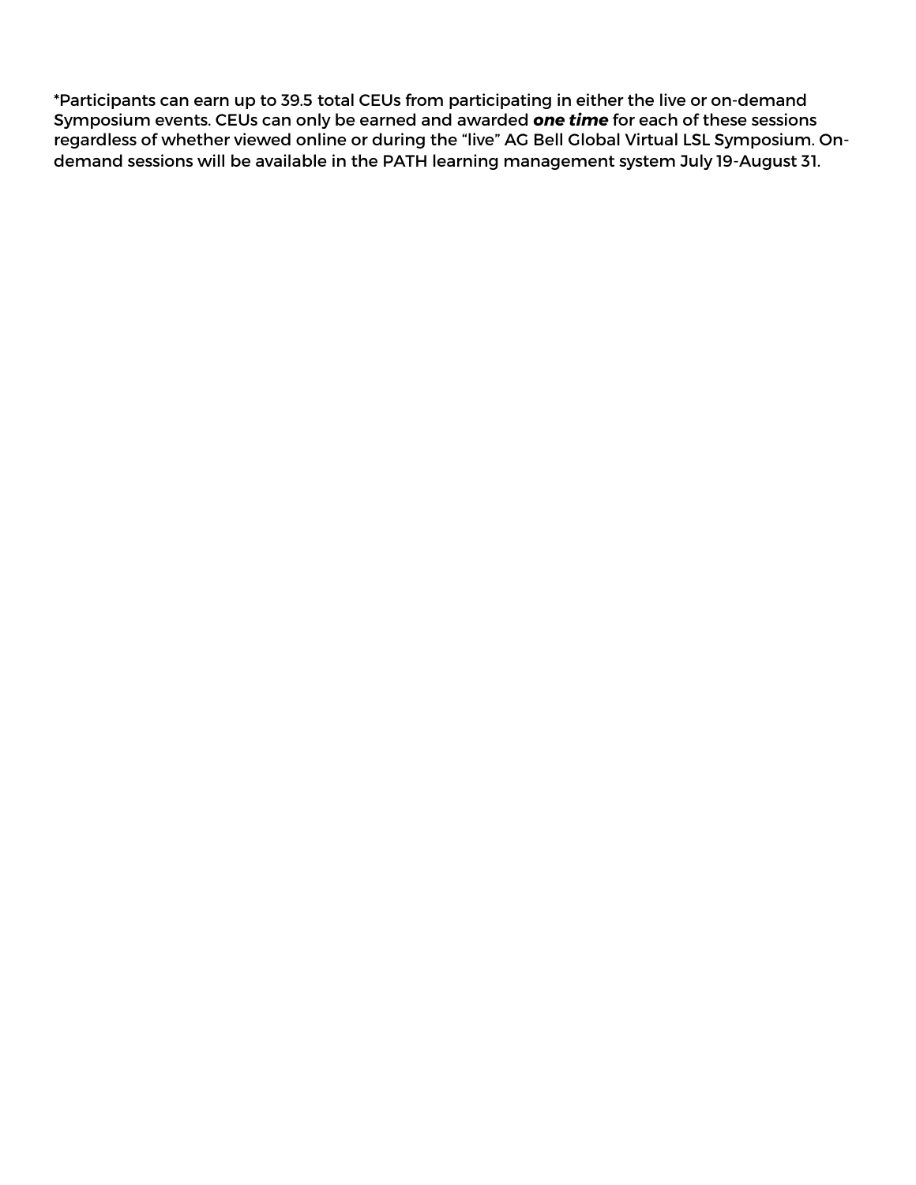*Participants can earn up to 39.5 total CEUs from participating in either the live or on-demand Symposium events. CEUs can only be earned and awarded ***one time*** for each of these sessions regardless of whether viewed online or during the "live" AG Bell Global Virtual LSL Symposium. On-demand sessions will be available in the PATH learning management system July 19-August 31.